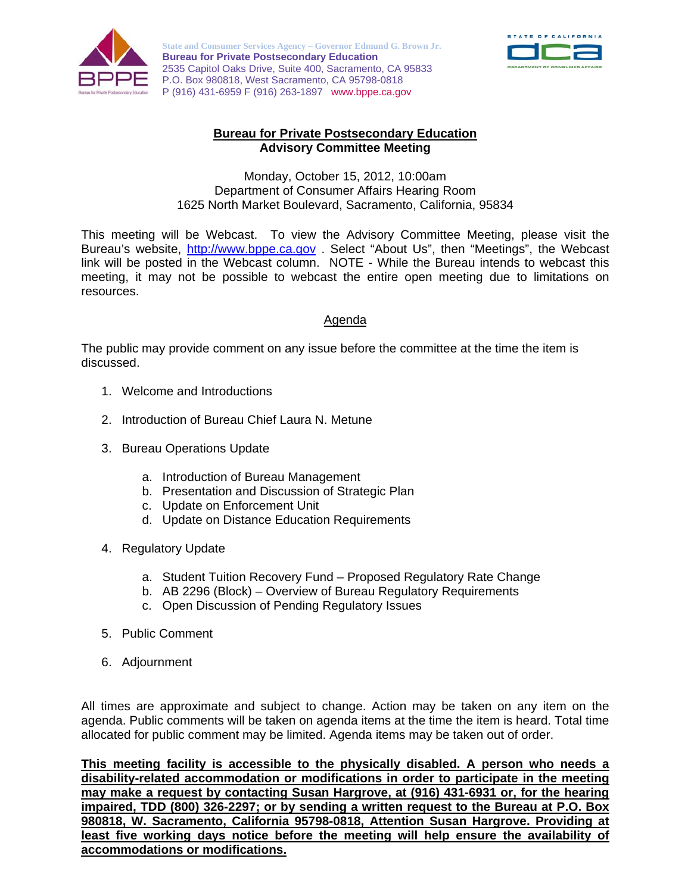State and Consumer Services Agency – Governor Edmund G. Brown Jr.
**Bureau for Private Postsecondary Education**
2535 Capitol Oaks Drive, Suite 400, Sacramento, CA 95833
P.O. Box 980818, West Sacramento, CA 95798-0818
P (916) 431-6959 F (916) 263-1897 www.bppe.ca.gov

# Bureau for Private Postsecondary Education
## Advisory Committee Meeting

Monday, October 15, 2012, 10:00am
Department of Consumer Affairs Hearing Room
1625 North Market Boulevard, Sacramento, California, 95834

This meeting will be Webcast. To view the Advisory Committee Meeting, please visit the Bureau's website, http://www.bppe.ca.gov . Select "About Us", then "Meetings", the Webcast link will be posted in the Webcast column. NOTE - While the Bureau intends to webcast this meeting, it may not be possible to webcast the entire open meeting due to limitations on resources.

## Agenda

The public may provide comment on any issue before the committee at the time the item is discussed.

1. Welcome and Introductions

2. Introduction of Bureau Chief Laura N. Metune

3. Bureau Operations Update

    a. Introduction of Bureau Management
    b. Presentation and Discussion of Strategic Plan
    c. Update on Enforcement Unit
    d. Update on Distance Education Requirements

4. Regulatory Update

    a. Student Tuition Recovery Fund – Proposed Regulatory Rate Change
    b. AB 2296 (Block) – Overview of Bureau Regulatory Requirements
    c. Open Discussion of Pending Regulatory Issues

5. Public Comment

6. Adjournment

All times are approximate and subject to change. Action may be taken on any item on the agenda. Public comments will be taken on agenda items at the time the item is heard. Total time allocated for public comment may be limited. Agenda items may be taken out of order.

**This meeting facility is accessible to the physically disabled. A person who needs a disability-related accommodation or modifications in order to participate in the meeting may make a request by contacting Susan Hargrove, at (916) 431-6931 or, for the hearing impaired, TDD (800) 326-2297; or by sending a written request to the Bureau at P.O. Box 980818, W. Sacramento, California 95798-0818, Attention Susan Hargrove. Providing at least five working days notice before the meeting will help ensure the availability of accommodations or modifications.**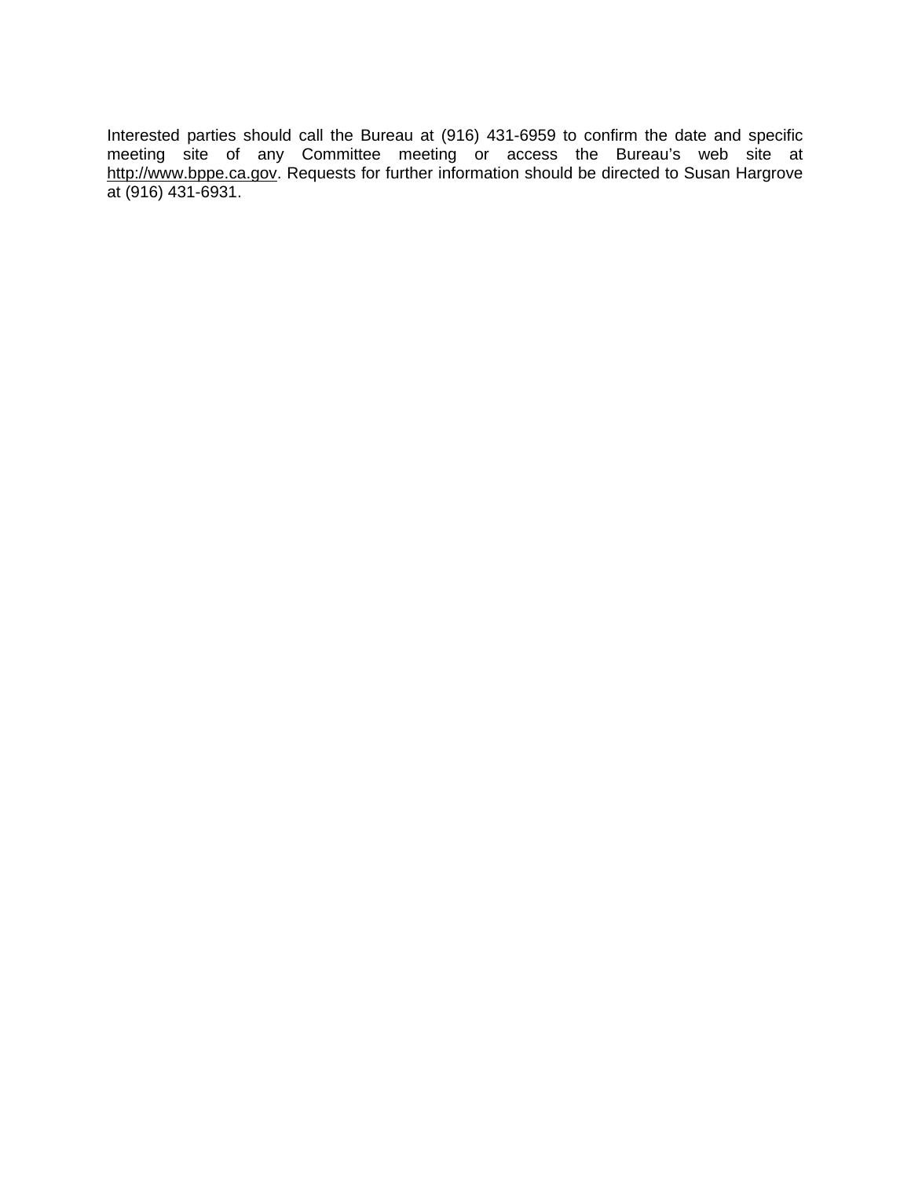Interested parties should call the Bureau at (916) 431-6959 to confirm the date and specific meeting site of any Committee meeting or access the Bureau's web site at http://www.bppe.ca.gov. Requests for further information should be directed to Susan Hargrove at (916) 431-6931.